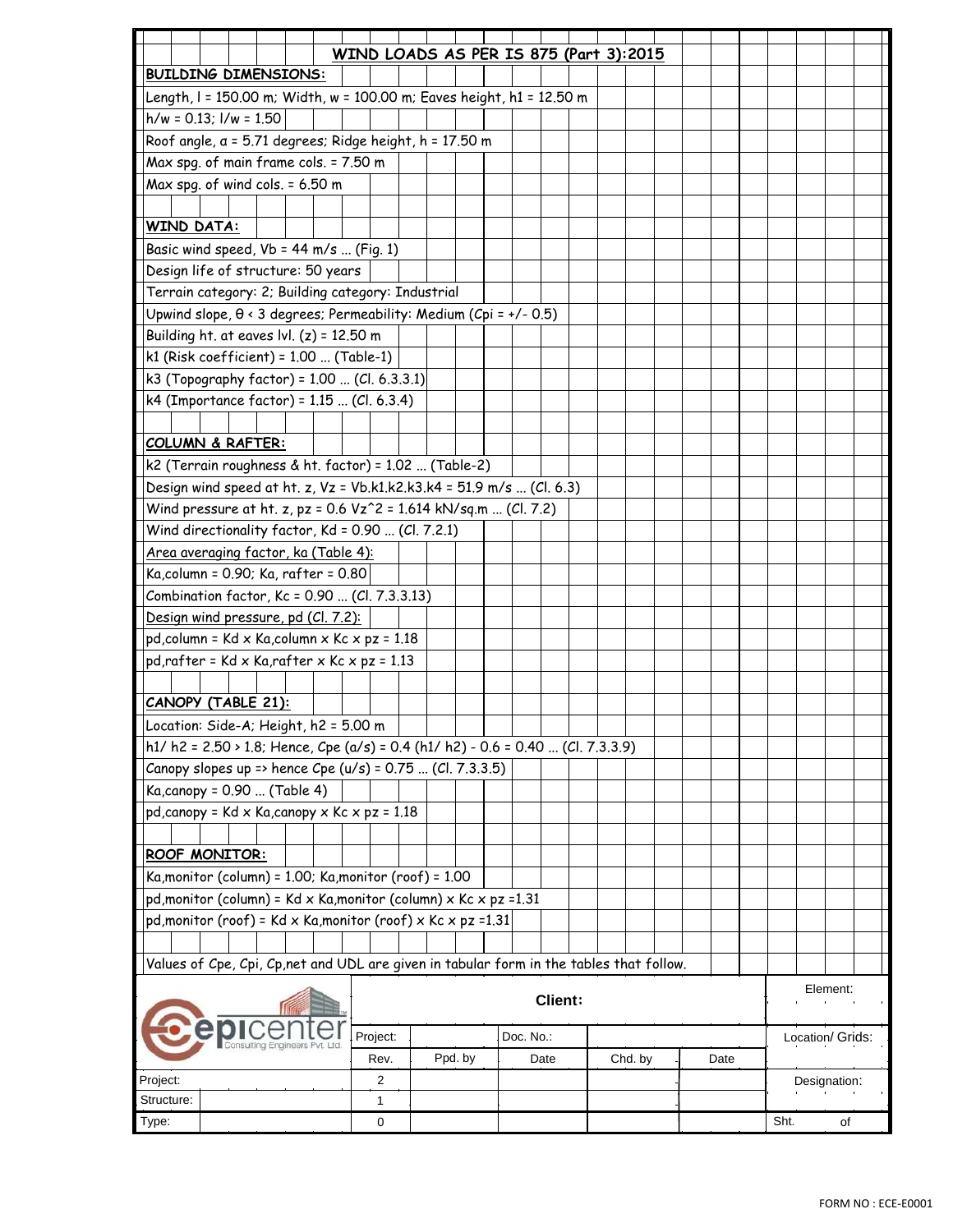# WIND LOADS AS PER IS 875 (Part 3):2015

## BUILDING DIMENSIONS:

Length, l = 150.00 m; Width, w = 100.00 m; Eaves height, h1 = 12.50 m

h/w = 0.13; l/w = 1.50

Roof angle, α = 5.71 degrees; Ridge height, h = 17.50 m

Max spg. of main frame cols. = 7.50 m

Max spg. of wind cols. = 6.50 m

## WIND DATA:

Basic wind speed, Vb = 44 m/s ... (Fig. 1)

Design life of structure: 50 years

Terrain category: 2; Building category: Industrial

Upwind slope, θ < 3 degrees; Permeability: Medium (Cpi = +/- 0.5)

Building ht. at eaves lvl. (z) = 12.50 m

k1 (Risk coefficient) = 1.00 ... (Table-1)

k3 (Topography factor) = 1.00 ... (Cl. 6.3.3.1)

k4 (Importance factor) = 1.15 ... (Cl. 6.3.4)

## COLUMN & RAFTER:

k2 (Terrain roughness & ht. factor) = 1.02 ... (Table-2)

Design wind speed at ht. z, Vz = Vb.k1.k2.k3.k4 = 51.9 m/s ... (Cl. 6.3)

Wind pressure at ht. z, pz = 0.6 Vz^2 = 1.614 kN/sq.m ... (Cl. 7.2)

Wind directionality factor, Kd = 0.90 ... (Cl. 7.2.1)

Area averaging factor, ka (Table 4):

Ka,column = 0.90; Ka, rafter = 0.80

Combination factor, Kc = 0.90 ... (Cl. 7.3.3.13)

Design wind pressure, pd (Cl. 7.2):

pd,column = Kd x Ka,column x Kc x pz = 1.18

pd,rafter = Kd x Ka,rafter x Kc x pz = 1.13

## CANOPY (TABLE 21):

Location: Side-A; Height, h2 = 5.00 m

h1/ h2 = 2.50 > 1.8; Hence, Cpe (a/s) = 0.4 (h1/ h2) - 0.6 = 0.40 ... (Cl. 7.3.3.9)

Canopy slopes up => hence Cpe (u/s) = 0.75 ... (Cl. 7.3.3.5)

Ka,canopy = 0.90 ... (Table 4)

pd,canopy = Kd x Ka,canopy x Kc x pz = 1.18

## ROOF MONITOR:

Ka,monitor (column) = 1.00; Ka,monitor (roof) = 1.00

pd,monitor (column) = Kd x Ka,monitor (column) x Kc x pz =1.31

pd,monitor (roof) = Kd x Ka,monitor (roof) x Kc x pz =1.31

Values of Cpe, Cpi, Cp,net and UDL are given in tabular form in the tables that follow.

| epicenter Consulting Engineers Pvt. Ltd. | Client: | | | | | Element: |
|---|---|---|---|---|---|---|
| | Project: | | Doc. No.: | | | Location/ Grids: |
| | Rev. | Ppd. by | Date | Chd. by | Date | |
| Project: | 2 | | | | | Designation: |
| Structure: | 1 | | | | | |
| Type: | 0 | | | | | Sht. of |

FORM NO : ECE-E0001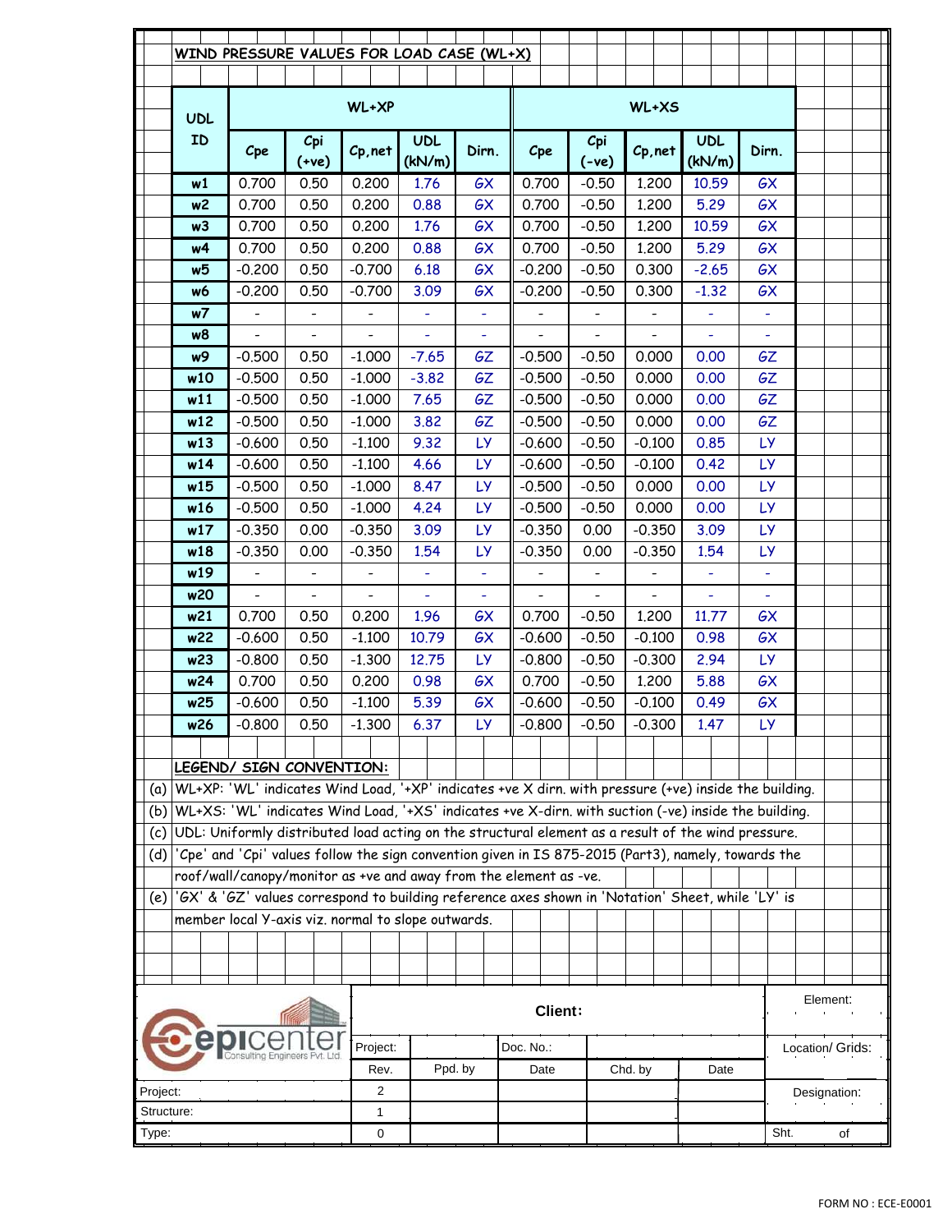## WIND PRESSURE VALUES FOR LOAD CASE (WL+X)

| UDL ID | WL+XP | | | | | WL+XS | | | | |
|---|---|---|---|---|---|---|---|---|---|---|
| | Cpe | Cpi (+ve) | Cp,net | UDL (kN/m) | Dirn. | Cpe | Cpi (-ve) | Cp,net | UDL (kN/m) | Dirn. |
| w1 | 0.700 | 0.50 | 0.200 | 1.76 | GX | 0.700 | -0.50 | 1.200 | 10.59 | GX |
| w2 | 0.700 | 0.50 | 0.200 | 0.88 | GX | 0.700 | -0.50 | 1.200 | 5.29 | GX |
| w3 | 0.700 | 0.50 | 0.200 | 1.76 | GX | 0.700 | -0.50 | 1.200 | 10.59 | GX |
| w4 | 0.700 | 0.50 | 0.200 | 0.88 | GX | 0.700 | -0.50 | 1.200 | 5.29 | GX |
| w5 | -0.200 | 0.50 | -0.700 | 6.18 | GX | -0.200 | -0.50 | 0.300 | -2.65 | GX |
| w6 | -0.200 | 0.50 | -0.700 | 3.09 | GX | -0.200 | -0.50 | 0.300 | -1.32 | GX |
| w7 | - | - | - | - | - | - | - | - | - | - |
| w8 | - | - | - | - | - | - | - | - | - | - |
| w9 | -0.500 | 0.50 | -1.000 | -7.65 | GZ | -0.500 | -0.50 | 0.000 | 0.00 | GZ |
| w10 | -0.500 | 0.50 | -1.000 | -3.82 | GZ | -0.500 | -0.50 | 0.000 | 0.00 | GZ |
| w11 | -0.500 | 0.50 | -1.000 | 7.65 | GZ | -0.500 | -0.50 | 0.000 | 0.00 | GZ |
| w12 | -0.500 | 0.50 | -1.000 | 3.82 | GZ | -0.500 | -0.50 | 0.000 | 0.00 | GZ |
| w13 | -0.600 | 0.50 | -1.100 | 9.32 | LY | -0.600 | -0.50 | -0.100 | 0.85 | LY |
| w14 | -0.600 | 0.50 | -1.100 | 4.66 | LY | -0.600 | -0.50 | -0.100 | 0.42 | LY |
| w15 | -0.500 | 0.50 | -1.000 | 8.47 | LY | -0.500 | -0.50 | 0.000 | 0.00 | LY |
| w16 | -0.500 | 0.50 | -1.000 | 4.24 | LY | -0.500 | -0.50 | 0.000 | 0.00 | LY |
| w17 | -0.350 | 0.00 | -0.350 | 3.09 | LY | -0.350 | 0.00 | -0.350 | 3.09 | LY |
| w18 | -0.350 | 0.00 | -0.350 | 1.54 | LY | -0.350 | 0.00 | -0.350 | 1.54 | LY |
| w19 | - | - | - | - | - | - | - | - | - | - |
| w20 | - | - | - | - | - | - | - | - | - | - |
| w21 | 0.700 | 0.50 | 0.200 | 1.96 | GX | 0.700 | -0.50 | 1.200 | 11.77 | GX |
| w22 | -0.600 | 0.50 | -1.100 | 10.79 | GX | -0.600 | -0.50 | -0.100 | 0.98 | GX |
| w23 | -0.800 | 0.50 | -1.300 | 12.75 | LY | -0.800 | -0.50 | -0.300 | 2.94 | LY |
| w24 | 0.700 | 0.50 | 0.200 | 0.98 | GX | 0.700 | -0.50 | 1.200 | 5.88 | GX |
| w25 | -0.600 | 0.50 | -1.100 | 5.39 | GX | -0.600 | -0.50 | -0.100 | 0.49 | GX |
| w26 | -0.800 | 0.50 | -1.300 | 6.37 | LY | -0.800 | -0.50 | -0.300 | 1.47 | LY |

### LEGEND/ SIGN CONVENTION:

(a) WL+XP: 'WL' indicates Wind Load, '+XP' indicates +ve X dirn. with pressure (+ve) inside the building.

(b) WL+XS: 'WL' indicates Wind Load, '+XS' indicates +ve X-dirn. with suction (-ve) inside the building.

(c) UDL: Uniformly distributed load acting on the structural element as a result of the wind pressure.

(d) 'Cpe' and 'Cpi' values follow the sign convention given in IS 875-2015 (Part3), namely, towards the roof/wall/canopy/monitor as +ve and away from the element as -ve.

(e) 'GX' & 'GZ' values correspond to building reference axes shown in 'Notation' Sheet, while 'LY' is member local Y-axis viz. normal to slope outwards.

| epicenter Consulting Engineers Pvt. Ltd. | Client: | | | | | Element: |
|---|---|---|---|---|---|---|
| | Project: | | Doc. No.: | | | Location/ Grids: |
| | Rev. | Ppd. by | Date | Chd. by | Date | |
| Project: | 2 | | | | | Designation: |
| Structure: | 1 | | | | | |
| Type: | 0 | | | | | Sht. of |

FORM NO : ECE-E0001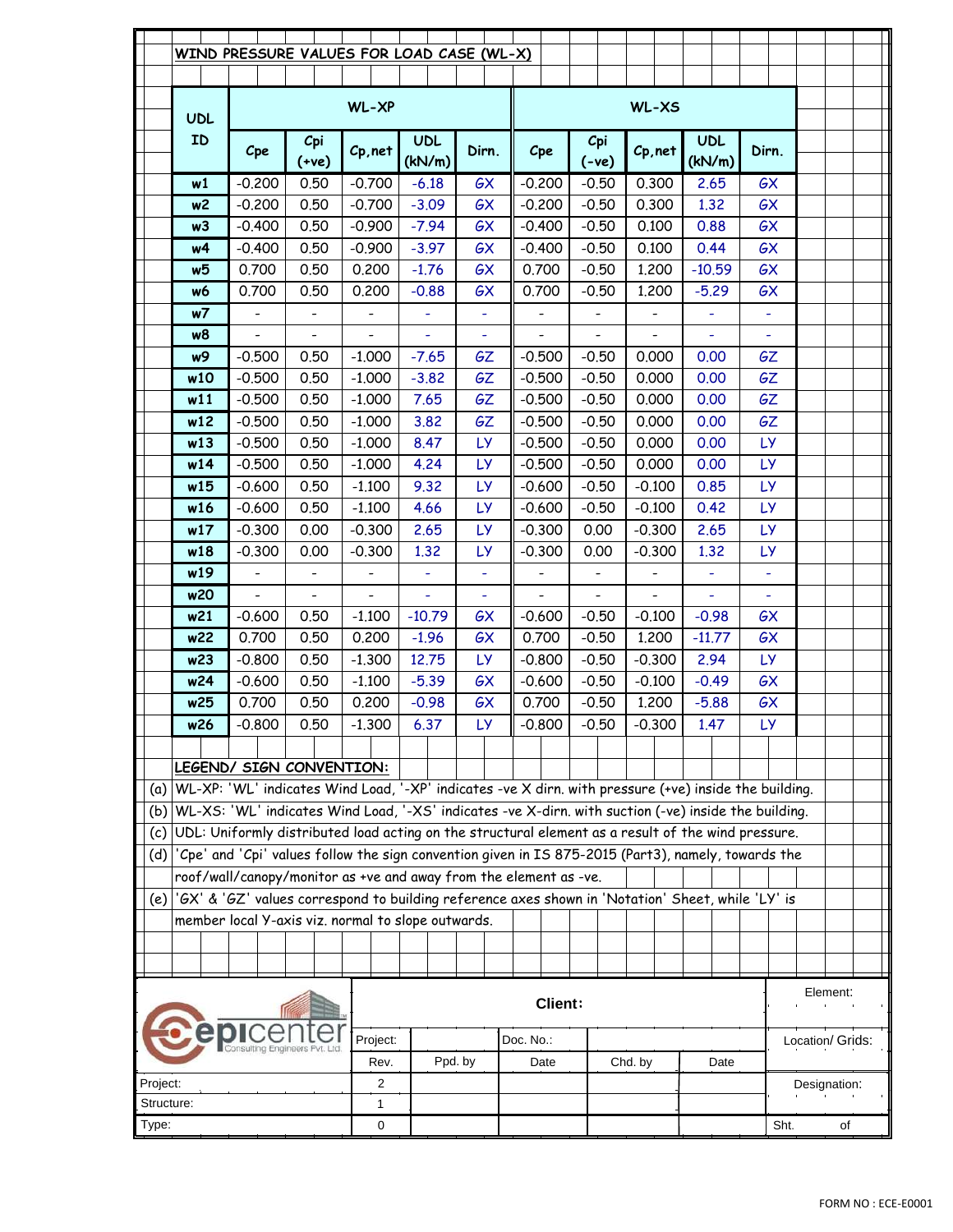## WIND PRESSURE VALUES FOR LOAD CASE (WL-X)

| UDL ID | WL-XP | | | | | WL-XS | | | | |
|---|---|---|---|---|---|---|---|---|---|---|
| | Cpe | Cpi (+ve) | Cp,net | UDL (kN/m) | Dirn. | Cpe | Cpi (-ve) | Cp,net | UDL (kN/m) | Dirn. |
| w1 | -0.200 | 0.50 | -0.700 | -6.18 | GX | -0.200 | -0.50 | 0.300 | 2.65 | GX |
| w2 | -0.200 | 0.50 | -0.700 | -3.09 | GX | -0.200 | -0.50 | 0.300 | 1.32 | GX |
| w3 | -0.400 | 0.50 | -0.900 | -7.94 | GX | -0.400 | -0.50 | 0.100 | 0.88 | GX |
| w4 | -0.400 | 0.50 | -0.900 | -3.97 | GX | -0.400 | -0.50 | 0.100 | 0.44 | GX |
| w5 | 0.700 | 0.50 | 0.200 | -1.76 | GX | 0.700 | -0.50 | 1.200 | -10.59 | GX |
| w6 | 0.700 | 0.50 | 0.200 | -0.88 | GX | 0.700 | -0.50 | 1.200 | -5.29 | GX |
| w7 | - | - | - | - | - | - | - | - | - | - |
| w8 | - | - | - | - | - | - | - | - | - | - |
| w9 | -0.500 | 0.50 | -1.000 | -7.65 | GZ | -0.500 | -0.50 | 0.000 | 0.00 | GZ |
| w10 | -0.500 | 0.50 | -1.000 | -3.82 | GZ | -0.500 | -0.50 | 0.000 | 0.00 | GZ |
| w11 | -0.500 | 0.50 | -1.000 | 7.65 | GZ | -0.500 | -0.50 | 0.000 | 0.00 | GZ |
| w12 | -0.500 | 0.50 | -1.000 | 3.82 | GZ | -0.500 | -0.50 | 0.000 | 0.00 | GZ |
| w13 | -0.500 | 0.50 | -1.000 | 8.47 | LY | -0.500 | -0.50 | 0.000 | 0.00 | LY |
| w14 | -0.500 | 0.50 | -1.000 | 4.24 | LY | -0.500 | -0.50 | 0.000 | 0.00 | LY |
| w15 | -0.600 | 0.50 | -1.100 | 9.32 | LY | -0.600 | -0.50 | -0.100 | 0.85 | LY |
| w16 | -0.600 | 0.50 | -1.100 | 4.66 | LY | -0.600 | -0.50 | -0.100 | 0.42 | LY |
| w17 | -0.300 | 0.00 | -0.300 | 2.65 | LY | -0.300 | 0.00 | -0.300 | 2.65 | LY |
| w18 | -0.300 | 0.00 | -0.300 | 1.32 | LY | -0.300 | 0.00 | -0.300 | 1.32 | LY |
| w19 | - | - | - | - | - | - | - | - | - | - |
| w20 | - | - | - | - | - | - | - | - | - | - |
| w21 | -0.600 | 0.50 | -1.100 | -10.79 | GX | -0.600 | -0.50 | -0.100 | -0.98 | GX |
| w22 | 0.700 | 0.50 | 0.200 | -1.96 | GX | 0.700 | -0.50 | 1.200 | -11.77 | GX |
| w23 | -0.800 | 0.50 | -1.300 | 12.75 | LY | -0.800 | -0.50 | -0.300 | 2.94 | LY |
| w24 | -0.600 | 0.50 | -1.100 | -5.39 | GX | -0.600 | -0.50 | -0.100 | -0.49 | GX |
| w25 | 0.700 | 0.50 | 0.200 | -0.98 | GX | 0.700 | -0.50 | 1.200 | -5.88 | GX |
| w26 | -0.800 | 0.50 | -1.300 | 6.37 | LY | -0.800 | -0.50 | -0.300 | 1.47 | LY |

### LEGEND/ SIGN CONVENTION:

(a) WL-XP: 'WL' indicates Wind Load, '-XP' indicates -ve X dirn. with pressure (+ve) inside the building.

(b) WL-XS: 'WL' indicates Wind Load, '-XS' indicates -ve X-dirn. with suction (-ve) inside the building.

(c) UDL: Uniformly distributed load acting on the structural element as a result of the wind pressure.

(d) 'Cpe' and 'Cpi' values follow the sign convention given in IS 875-2015 (Part3), namely, towards the roof/wall/canopy/monitor as +ve and away from the element as -ve.

(e) 'GX' & 'GZ' values correspond to building reference axes shown in 'Notation' Sheet, while 'LY' is member local Y-axis viz. normal to slope outwards.

| epicenter Consulting Engineers Pvt. Ltd. | Client: | | | | | Element: |
|---|---|---|---|---|---|---|
| | Project: | | Doc. No.: | | | Location/ Grids: |
| | Rev. | Ppd. by | Date | Chd. by | Date | |
| Project: | 2 | | | | | Designation: |
| Structure: | 1 | | | | | |
| Type: | 0 | | | | | Sht. of |

FORM NO : ECE-E0001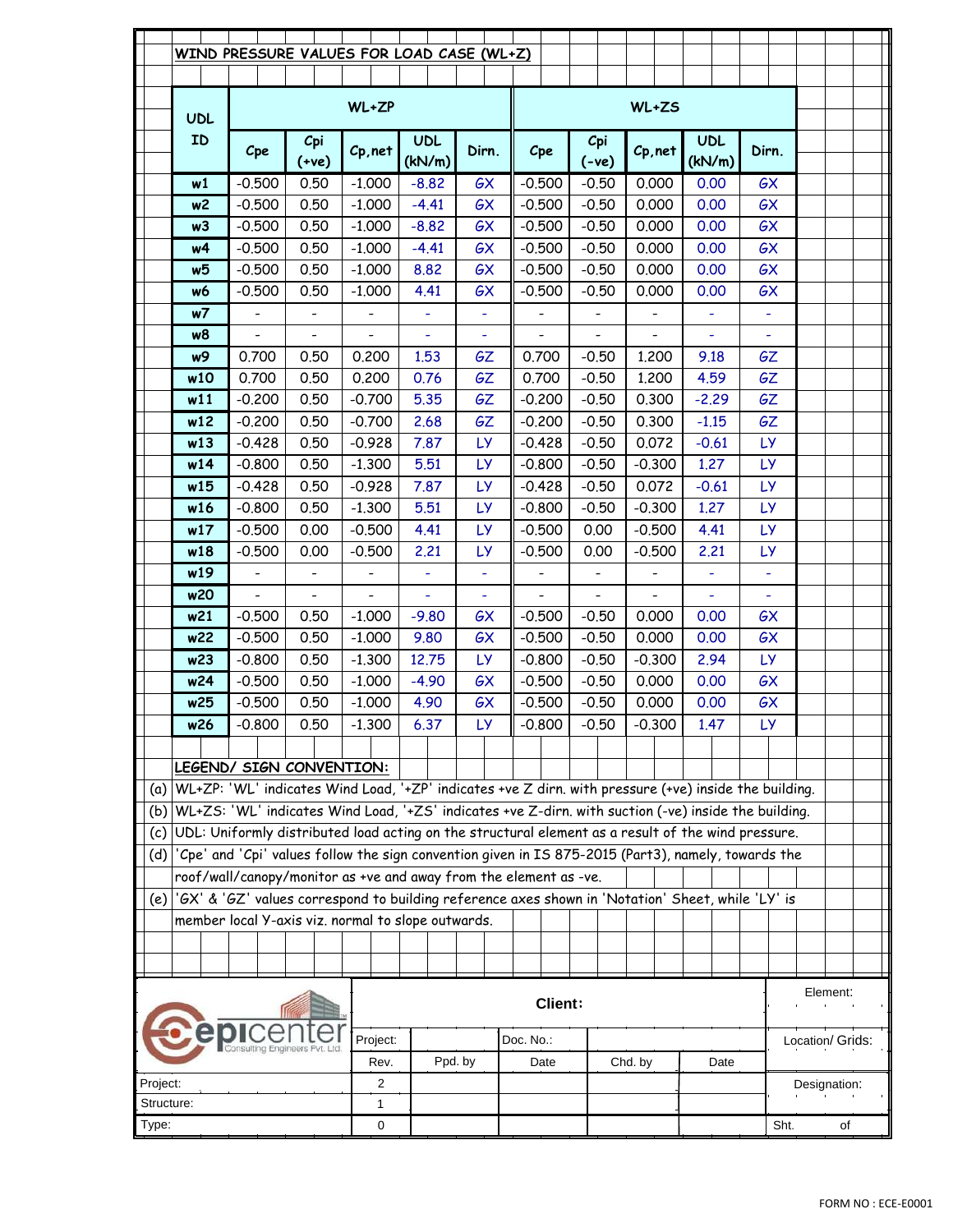## WIND PRESSURE VALUES FOR LOAD CASE (WL+Z)

| UDL ID | WL+ZP | | | | | WL+ZS | | | | |
|---|---|---|---|---|---|---|---|---|---|---|
| | Cpe | Cpi (+ve) | Cp,net | UDL (kN/m) | Dirn. | Cpe | Cpi (-ve) | Cp,net | UDL (kN/m) | Dirn. |
| w1 | -0.500 | 0.50 | -1.000 | -8.82 | GX | -0.500 | -0.50 | 0.000 | 0.00 | GX |
| w2 | -0.500 | 0.50 | -1.000 | -4.41 | GX | -0.500 | -0.50 | 0.000 | 0.00 | GX |
| w3 | -0.500 | 0.50 | -1.000 | -8.82 | GX | -0.500 | -0.50 | 0.000 | 0.00 | GX |
| w4 | -0.500 | 0.50 | -1.000 | -4.41 | GX | -0.500 | -0.50 | 0.000 | 0.00 | GX |
| w5 | -0.500 | 0.50 | -1.000 | 8.82 | GX | -0.500 | -0.50 | 0.000 | 0.00 | GX |
| w6 | -0.500 | 0.50 | -1.000 | 4.41 | GX | -0.500 | -0.50 | 0.000 | 0.00 | GX |
| w7 | - | - | - | - | - | - | - | - | - | - |
| w8 | - | - | - | - | - | - | - | - | - | - |
| w9 | 0.700 | 0.50 | 0.200 | 1.53 | GZ | 0.700 | -0.50 | 1.200 | 9.18 | GZ |
| w10 | 0.700 | 0.50 | 0.200 | 0.76 | GZ | 0.700 | -0.50 | 1.200 | 4.59 | GZ |
| w11 | -0.200 | 0.50 | -0.700 | 5.35 | GZ | -0.200 | -0.50 | 0.300 | -2.29 | GZ |
| w12 | -0.200 | 0.50 | -0.700 | 2.68 | GZ | -0.200 | -0.50 | 0.300 | -1.15 | GZ |
| w13 | -0.428 | 0.50 | -0.928 | 7.87 | LY | -0.428 | -0.50 | 0.072 | -0.61 | LY |
| w14 | -0.800 | 0.50 | -1.300 | 5.51 | LY | -0.800 | -0.50 | -0.300 | 1.27 | LY |
| w15 | -0.428 | 0.50 | -0.928 | 7.87 | LY | -0.428 | -0.50 | 0.072 | -0.61 | LY |
| w16 | -0.800 | 0.50 | -1.300 | 5.51 | LY | -0.800 | -0.50 | -0.300 | 1.27 | LY |
| w17 | -0.500 | 0.00 | -0.500 | 4.41 | LY | -0.500 | 0.00 | -0.500 | 4.41 | LY |
| w18 | -0.500 | 0.00 | -0.500 | 2.21 | LY | -0.500 | 0.00 | -0.500 | 2.21 | LY |
| w19 | - | - | - | - | - | - | - | - | - | - |
| w20 | - | - | - | - | - | - | - | - | - | - |
| w21 | -0.500 | 0.50 | -1.000 | -9.80 | GX | -0.500 | -0.50 | 0.000 | 0.00 | GX |
| w22 | -0.500 | 0.50 | -1.000 | 9.80 | GX | -0.500 | -0.50 | 0.000 | 0.00 | GX |
| w23 | -0.800 | 0.50 | -1.300 | 12.75 | LY | -0.800 | -0.50 | -0.300 | 2.94 | LY |
| w24 | -0.500 | 0.50 | -1.000 | -4.90 | GX | -0.500 | -0.50 | 0.000 | 0.00 | GX |
| w25 | -0.500 | 0.50 | -1.000 | 4.90 | GX | -0.500 | -0.50 | 0.000 | 0.00 | GX |
| w26 | -0.800 | 0.50 | -1.300 | 6.37 | LY | -0.800 | -0.50 | -0.300 | 1.47 | LY |

**LEGEND/ SIGN CONVENTION:**

(a) WL+ZP: 'WL' indicates Wind Load, '+ZP' indicates +ve Z dirn. with pressure (+ve) inside the building.

(b) WL+ZS: 'WL' indicates Wind Load, '+ZS' indicates +ve Z-dirn. with suction (-ve) inside the building.

(c) UDL: Uniformly distributed load acting on the structural element as a result of the wind pressure.

(d) 'Cpe' and 'Cpi' values follow the sign convention given in IS 875-2015 (Part3), namely, towards the roof/wall/canopy/monitor as +ve and away from the element as -ve.

(e) 'GX' & 'GZ' values correspond to building reference axes shown in 'Notation' Sheet, while 'LY' is member local Y-axis viz. normal to slope outwards.

epicenter Consulting Engineers Pvt. Ltd.

| Client: | | | | | Element: |
|---|---|---|---|---|---|
| Project: | | Doc. No.: | | | Location/ Grids: |
| Rev. | Ppd. by | Date | Chd. by | Date | |
| 2 | | | | | Designation: |
| 1 | | | | | |
| 0 | | | | | Sht. of |

Project:
Structure:
Type:

FORM NO : ECE-E0001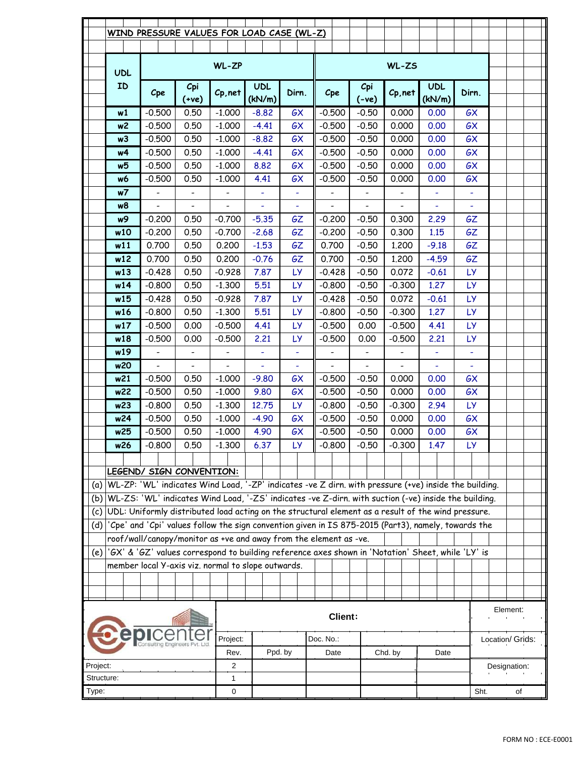## WIND PRESSURE VALUES FOR LOAD CASE (WL-Z)

| UDL ID | WL-ZP | | | | | WL-ZS | | | | |
|---|---|---|---|---|---|---|---|---|---|---|
| | Cpe | Cpi (+ve) | Cp,net | UDL (kN/m) | Dirn. | Cpe | Cpi (-ve) | Cp,net | UDL (kN/m) | Dirn. |
| w1 | -0.500 | 0.50 | -1.000 | -8.82 | GX | -0.500 | -0.50 | 0.000 | 0.00 | GX |
| w2 | -0.500 | 0.50 | -1.000 | -4.41 | GX | -0.500 | -0.50 | 0.000 | 0.00 | GX |
| w3 | -0.500 | 0.50 | -1.000 | -8.82 | GX | -0.500 | -0.50 | 0.000 | 0.00 | GX |
| w4 | -0.500 | 0.50 | -1.000 | -4.41 | GX | -0.500 | -0.50 | 0.000 | 0.00 | GX |
| w5 | -0.500 | 0.50 | -1.000 | 8.82 | GX | -0.500 | -0.50 | 0.000 | 0.00 | GX |
| w6 | -0.500 | 0.50 | -1.000 | 4.41 | GX | -0.500 | -0.50 | 0.000 | 0.00 | GX |
| w7 | - | - | - | - | - | - | - | - | - | - |
| w8 | - | - | - | - | - | - | - | - | - | - |
| w9 | -0.200 | 0.50 | -0.700 | -5.35 | GZ | -0.200 | -0.50 | 0.300 | 2.29 | GZ |
| w10 | -0.200 | 0.50 | -0.700 | -2.68 | GZ | -0.200 | -0.50 | 0.300 | 1.15 | GZ |
| w11 | 0.700 | 0.50 | 0.200 | -1.53 | GZ | 0.700 | -0.50 | 1.200 | -9.18 | GZ |
| w12 | 0.700 | 0.50 | 0.200 | -0.76 | GZ | 0.700 | -0.50 | 1.200 | -4.59 | GZ |
| w13 | -0.428 | 0.50 | -0.928 | 7.87 | LY | -0.428 | -0.50 | 0.072 | -0.61 | LY |
| w14 | -0.800 | 0.50 | -1.300 | 5.51 | LY | -0.800 | -0.50 | -0.300 | 1.27 | LY |
| w15 | -0.428 | 0.50 | -0.928 | 7.87 | LY | -0.428 | -0.50 | 0.072 | -0.61 | LY |
| w16 | -0.800 | 0.50 | -1.300 | 5.51 | LY | -0.800 | -0.50 | -0.300 | 1.27 | LY |
| w17 | -0.500 | 0.00 | -0.500 | 4.41 | LY | -0.500 | 0.00 | -0.500 | 4.41 | LY |
| w18 | -0.500 | 0.00 | -0.500 | 2.21 | LY | -0.500 | 0.00 | -0.500 | 2.21 | LY |
| w19 | - | - | - | - | - | - | - | - | - | - |
| w20 | - | - | - | - | - | - | - | - | - | - |
| w21 | -0.500 | 0.50 | -1.000 | -9.80 | GX | -0.500 | -0.50 | 0.000 | 0.00 | GX |
| w22 | -0.500 | 0.50 | -1.000 | 9.80 | GX | -0.500 | -0.50 | 0.000 | 0.00 | GX |
| w23 | -0.800 | 0.50 | -1.300 | 12.75 | LY | -0.800 | -0.50 | -0.300 | 2.94 | LY |
| w24 | -0.500 | 0.50 | -1.000 | -4.90 | GX | -0.500 | -0.50 | 0.000 | 0.00 | GX |
| w25 | -0.500 | 0.50 | -1.000 | 4.90 | GX | -0.500 | -0.50 | 0.000 | 0.00 | GX |
| w26 | -0.800 | 0.50 | -1.300 | 6.37 | LY | -0.800 | -0.50 | -0.300 | 1.47 | LY |

### LEGEND/ SIGN CONVENTION:

(a) WL-ZP: 'WL' indicates Wind Load, '-ZP' indicates -ve Z dirn. with pressure (+ve) inside the building.

(b) WL-ZS: 'WL' indicates Wind Load, '-ZS' indicates -ve Z-dirn. with suction (-ve) inside the building.

(c) UDL: Uniformly distributed load acting on the structural element as a result of the wind pressure.

(d) 'Cpe' and 'Cpi' values follow the sign convention given in IS 875-2015 (Part3), namely, towards the roof/wall/canopy/monitor as +ve and away from the element as -ve.

(e) 'GX' & 'GZ' values correspond to building reference axes shown in 'Notation' Sheet, while 'LY' is member local Y-axis viz. normal to slope outwards.

epicenter Consulting Engineers Pvt. Ltd.

| | | | | | | |
|---|---|---|---|---|---|---|
| | Client: | | | | | Element: |
| | Project: | | Doc. No.: | | | Location/ Grids: |
| | Rev. | Ppd. by | Date | Chd. by | Date | |
| Project: | 2 | | | | | Designation: |
| Structure: | 1 | | | | | |
| Type: | 0 | | | | | Sht. of |

FORM NO : ECE-E0001